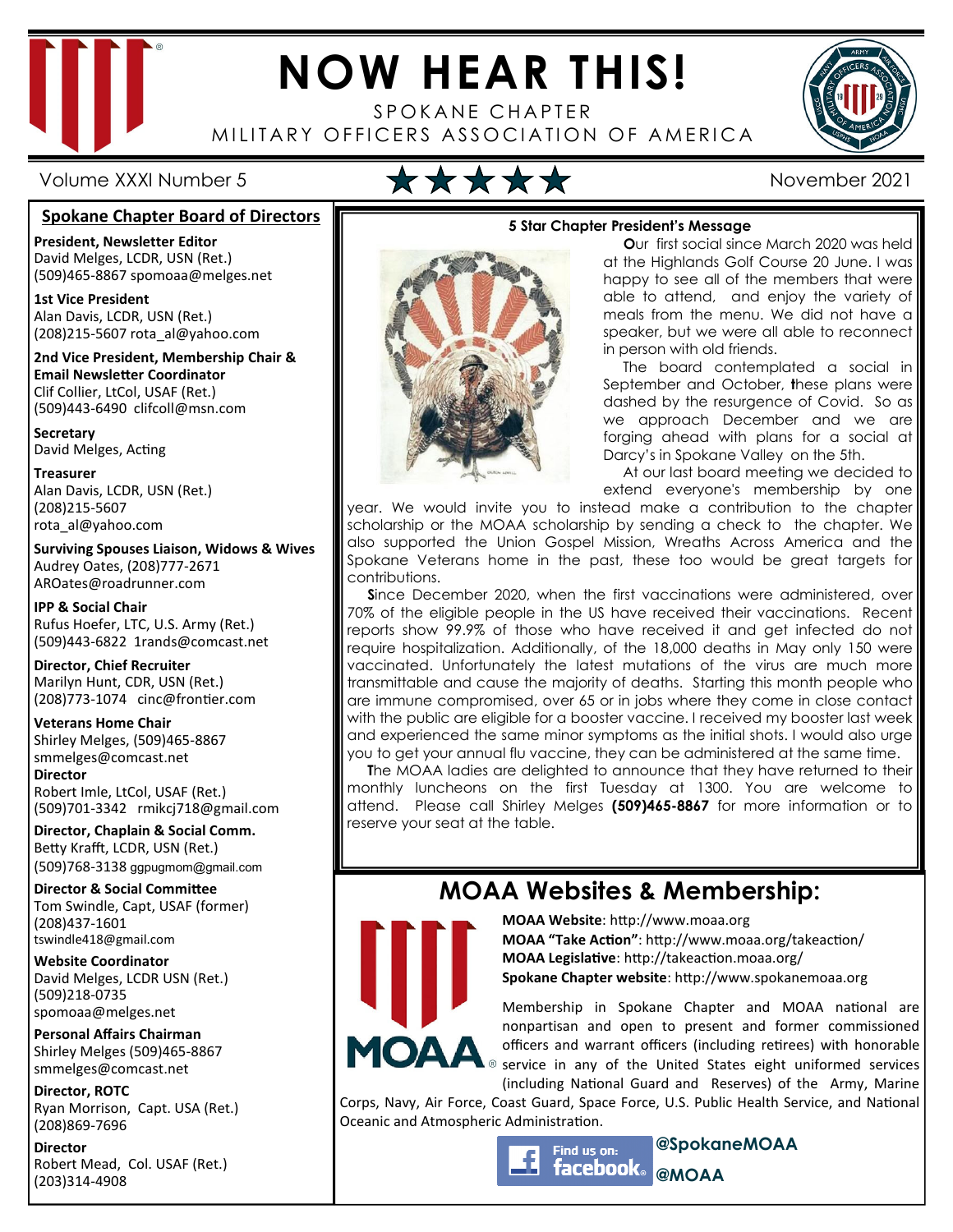# NOW HEAR THIS!

SPOKANE CHAPTER
MILITARY OFFICERS ASSOCIATION OF AMERICA

Volume XXXI Number 5 — November 2021

## Spokane Chapter Board of Directors

**President, Newsletter Editor**
David Melges, LCDR, USN (Ret.)
(509)465-8867 spomoaa@melges.net

**1st Vice President**
Alan Davis, LCDR, USN (Ret.)
(208)215-5607 rota_al@yahoo.com

**2nd Vice President, Membership Chair & Email Newsletter Coordinator**
Clif Collier, LtCol, USAF (Ret.)
(509)443-6490 clifcoll@msn.com

**Secretary**
David Melges, Acting

**Treasurer**
Alan Davis, LCDR, USN (Ret.)
(208)215-5607
rota_al@yahoo.com

**Surviving Spouses Liaison, Widows & Wives**
Audrey Oates, (208)777-2671
AROates@roadrunner.com

**IPP & Social Chair**
Rufus Hoefer, LTC, U.S. Army (Ret.)
(509)443-6822 1rands@comcast.net

**Director, Chief Recruiter**
Marilyn Hunt, CDR, USN (Ret.)
(208)773-1074 cinc@frontier.com

**Veterans Home Chair**
Shirley Melges, (509)465-8867
smmelges@comcast.net

**Director**
Robert Imle, LtCol, USAF (Ret.)
(509)701-3342 rmikcj718@gmail.com

**Director, Chaplain & Social Comm.**
Betty Krafft, LCDR, USN (Ret.)
(509)768-3138 ggpugmom@gmail.com

**Director & Social Committee**
Tom Swindle, Capt, USAF (former)
(208)437-1601
tswindle418@gmail.com

**Website Coordinator**
David Melges, LCDR USN (Ret.)
(509)218-0735
spomoaa@melges.net

**Personal Affairs Chairman**
Shirley Melges (509)465-8867
smmelges@comcast.net

**Director, ROTC**
Ryan Morrison, Capt. USA (Ret.)
(208)869-7696

**Director**
Robert Mead, Col. USAF (Ret.)
(203)314-4908

## 5 Star Chapter President's Message

**O**ur first social since March 2020 was held at the Highlands Golf Course 20 June. I was happy to see all of the members that were able to attend, and enjoy the variety of meals from the menu. We did not have a speaker, but we were all able to reconnect in person with old friends.

The board contemplated a social in September and October, these plans were dashed by the resurgence of Covid. So as we approach December and we are forging ahead with plans for a social at Darcy's in Spokane Valley on the 5th.

At our last board meeting we decided to extend everyone's membership by one year. We would invite you to instead make a contribution to the chapter scholarship or the MOAA scholarship by sending a check to the chapter. We also supported the Union Gospel Mission, Wreaths Across America and the Spokane Veterans home in the past, these too would be great targets for contributions.

**S**ince December 2020, when the first vaccinations were administered, over 70% of the eligible people in the US have received their vaccinations. Recent reports show 99.9% of those who have received it and get infected do not require hospitalization. Additionally, of the 18,000 deaths in May only 150 were vaccinated. Unfortunately the latest mutations of the virus are much more transmittable and cause the majority of deaths. Starting this month people who are immune compromised, over 65 or in jobs where they come in close contact with the public are eligible for a booster vaccine. I received my booster last week and experienced the same minor symptoms as the initial shots. I would also urge you to get your annual flu vaccine, they can be administered at the same time.

**T**he MOAA ladies are delighted to announce that they have returned to their monthly luncheons on the first Tuesday at 1300. You are welcome to attend. Please call Shirley Melges **(509)465-8867** for more information or to reserve your seat at the table.

## MOAA Websites & Membership:

**MOAA Website**: http://www.moaa.org
**MOAA "Take Action"**: http://www.moaa.org/takeaction/
**MOAA Legislative**: http://takeaction.moaa.org/
**Spokane Chapter website**: http://www.spokanemoaa.org

Membership in Spokane Chapter and MOAA national are nonpartisan and open to present and former commissioned officers and warrant officers (including retirees) with honorable service in any of the United States eight uniformed services (including National Guard and Reserves) of the Army, Marine Corps, Navy, Air Force, Coast Guard, Space Force, U.S. Public Health Service, and National Oceanic and Atmospheric Administration.

Find us on: facebook **@SpokaneMOAA** **@MOAA**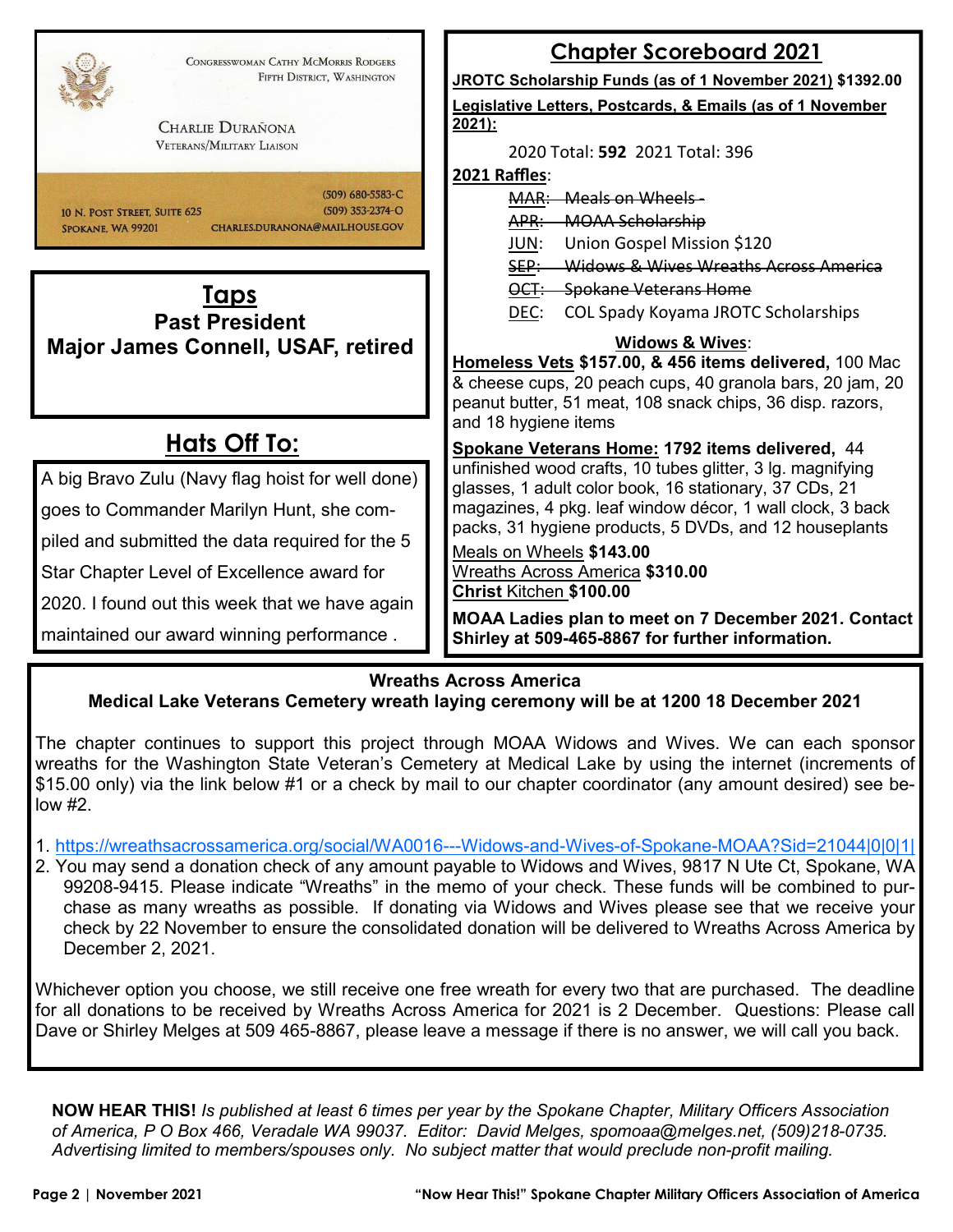Congresswoman Cathy McMorris Rodgers
Fifth District, Washington

Charlie Durañona
Veterans/Military Liaison

10 N. Post Street, Suite 625
Spokane, WA 99201

(509) 680-5583-C
(509) 353-2374-O
charles.duranona@mail.house.gov

## Taps

**Past President**
**Major James Connell, USAF, retired**

## Hats Off To:

A big Bravo Zulu (Navy flag hoist for well done) goes to Commander Marilyn Hunt, she compiled and submitted the data required for the 5 Star Chapter Level of Excellence award for 2020. I found out this week that we have again maintained our award winning performance .

## Chapter Scoreboard 2021

**JROTC Scholarship Funds (as of 1 November 2021) $1392.00**

**Legislative Letters, Postcards, & Emails (as of 1 November 2021):**

2020 Total: **592** 2021 Total: 396

**2021 Raffles**:

- ~~MAR: Meals on Wheels -~~
- ~~APR: MOAA Scholarship~~
- JUN: Union Gospel Mission $120
- ~~SEP: Widows & Wives Wreaths Across America~~
- ~~OCT: Spokane Veterans Home~~
- DEC: COL Spady Koyama JROTC Scholarships

**Widows & Wives**:

**Homeless Vets $157.00, & 456 items delivered,** 100 Mac & cheese cups, 20 peach cups, 40 granola bars, 20 jam, 20 peanut butter, 51 meat, 108 snack chips, 36 disp. razors, and 18 hygiene items

**Spokane Veterans Home: 1792 items delivered,** 44 unfinished wood crafts, 10 tubes glitter, 3 lg. magnifying glasses, 1 adult color book, 16 stationary, 37 CDs, 21 magazines, 4 pkg. leaf window décor, 1 wall clock, 3 back packs, 31 hygiene products, 5 DVDs, and 12 houseplants

Meals on Wheels **$143.00**
Wreaths Across America **$310.00**
**Christ** Kitchen **$100.00**

**MOAA Ladies plan to meet on 7 December 2021. Contact Shirley at 509-465-8867 for further information.**

### Wreaths Across America
**Medical Lake Veterans Cemetery wreath laying ceremony will be at 1200 18 December 2021**

The chapter continues to support this project through MOAA Widows and Wives. We can each sponsor wreaths for the Washington State Veteran's Cemetery at Medical Lake by using the internet (increments of $15.00 only) via the link below #1 or a check by mail to our chapter coordinator (any amount desired) see below #2.

1. https://wreathsacrossamerica.org/social/WA0016---Widows-and-Wives-of-Spokane-MOAA?Sid=21044|0|0|1|
2. You may send a donation check of any amount payable to Widows and Wives, 9817 N Ute Ct, Spokane, WA 99208-9415. Please indicate "Wreaths" in the memo of your check. These funds will be combined to purchase as many wreaths as possible. If donating via Widows and Wives please see that we receive your check by 22 November to ensure the consolidated donation will be delivered to Wreaths Across America by December 2, 2021.

Whichever option you choose, we still receive one free wreath for every two that are purchased. The deadline for all donations to be received by Wreaths Across America for 2021 is 2 December. Questions: Please call Dave or Shirley Melges at 509 465-8867, please leave a message if there is no answer, we will call you back.

**NOW HEAR THIS!** *Is published at least 6 times per year by the Spokane Chapter, Military Officers Association of America, P O Box 466, Veradale WA 99037. Editor: David Melges, spomoaa@melges.net, (509)218-0735. Advertising limited to members/spouses only. No subject matter that would preclude non-profit mailing.*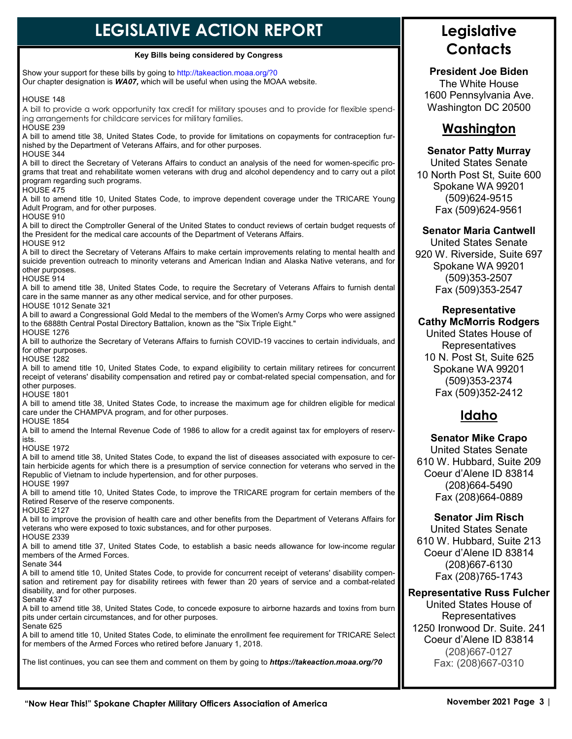# LEGISLATIVE ACTION REPORT

**Key Bills being considered by Congress**

Show your support for these bills by going to http://takeaction.moaa.org/?0
Our chapter designation is ***WA07,*** which will be useful when using the MOAA website.

HOUSE 148
A bill to provide a work opportunity tax credit for military spouses and to provide for flexible spending arrangements for childcare services for military families.

HOUSE 239
A bill to amend title 38, United States Code, to provide for limitations on copayments for contraception furnished by the Department of Veterans Affairs, and for other purposes.

HOUSE 344
A bill to direct the Secretary of Veterans Affairs to conduct an analysis of the need for women-specific programs that treat and rehabilitate women veterans with drug and alcohol dependency and to carry out a pilot program regarding such programs.

HOUSE 475
A bill to amend title 10, United States Code, to improve dependent coverage under the TRICARE Young Adult Program, and for other purposes.

HOUSE 910
A bill to direct the Comptroller General of the United States to conduct reviews of certain budget requests of the President for the medical care accounts of the Department of Veterans Affairs.

HOUSE 912
A bill to direct the Secretary of Veterans Affairs to make certain improvements relating to mental health and suicide prevention outreach to minority veterans and American Indian and Alaska Native veterans, and for other purposes.

HOUSE 914
A bill to amend title 38, United States Code, to require the Secretary of Veterans Affairs to furnish dental care in the same manner as any other medical service, and for other purposes.

HOUSE 1012 Senate 321
A bill to award a Congressional Gold Medal to the members of the Women's Army Corps who were assigned to the 6888th Central Postal Directory Battalion, known as the "Six Triple Eight."

HOUSE 1276
A bill to authorize the Secretary of Veterans Affairs to furnish COVID-19 vaccines to certain individuals, and for other purposes.

HOUSE 1282
A bill to amend title 10, United States Code, to expand eligibility to certain military retirees for concurrent receipt of veterans' disability compensation and retired pay or combat-related special compensation, and for other purposes.

HOUSE 1801
A bill to amend title 38, United States Code, to increase the maximum age for children eligible for medical care under the CHAMPVA program, and for other purposes.

HOUSE 1854
A bill to amend the Internal Revenue Code of 1986 to allow for a credit against tax for employers of reservists.

HOUSE 1972
A bill to amend title 38, United States Code, to expand the list of diseases associated with exposure to certain herbicide agents for which there is a presumption of service connection for veterans who served in the Republic of Vietnam to include hypertension, and for other purposes.

HOUSE 1997
A bill to amend title 10, United States Code, to improve the TRICARE program for certain members of the Retired Reserve of the reserve components.

HOUSE 2127
A bill to improve the provision of health care and other benefits from the Department of Veterans Affairs for veterans who were exposed to toxic substances, and for other purposes.

HOUSE 2339
A bill to amend title 37, United States Code, to establish a basic needs allowance for low-income regular members of the Armed Forces.

Senate 344
A bill to amend title 10, United States Code, to provide for concurrent receipt of veterans' disability compensation and retirement pay for disability retirees with fewer than 20 years of service and a combat-related disability, and for other purposes.

Senate 437
A bill to amend title 38, United States Code, to concede exposure to airborne hazards and toxins from burn pits under certain circumstances, and for other purposes.

Senate 625
A bill to amend title 10, United States Code, to eliminate the enrollment fee requirement for TRICARE Select for members of the Armed Forces who retired before January 1, 2018.

The list continues, you can see them and comment on them by going to ***https://takeaction.moaa.org/?0***

# Legislative Contacts

**President Joe Biden**
The White House
1600 Pennsylvania Ave.
Washington DC 20500

## Washington

**Senator Patty Murray**
United States Senate
10 North Post St, Suite 600
Spokane WA 99201
(509)624-9515
Fax (509)624-9561

**Senator Maria Cantwell**
United States Senate
920 W. Riverside, Suite 697
Spokane WA 99201
(509)353-2507
Fax (509)353-2547

**Representative Cathy McMorris Rodgers**
United States House of Representatives
10 N. Post St, Suite 625
Spokane WA 99201
(509)353-2374
Fax (509)352-2412

## Idaho

**Senator Mike Crapo**
United States Senate
610 W. Hubbard, Suite 209
Coeur d'Alene ID 83814
(208)664-5490
Fax (208)664-0889

**Senator Jim Risch**
United States Senate
610 W. Hubbard, Suite 213
Coeur d'Alene ID 83814
(208)667-6130
Fax (208)765-1743

**Representative Russ Fulcher**
United States House of Representatives
1250 Ironwood Dr. Suite. 241
Coeur d'Alene ID 83814
(208)667-0127
Fax: (208)667-0310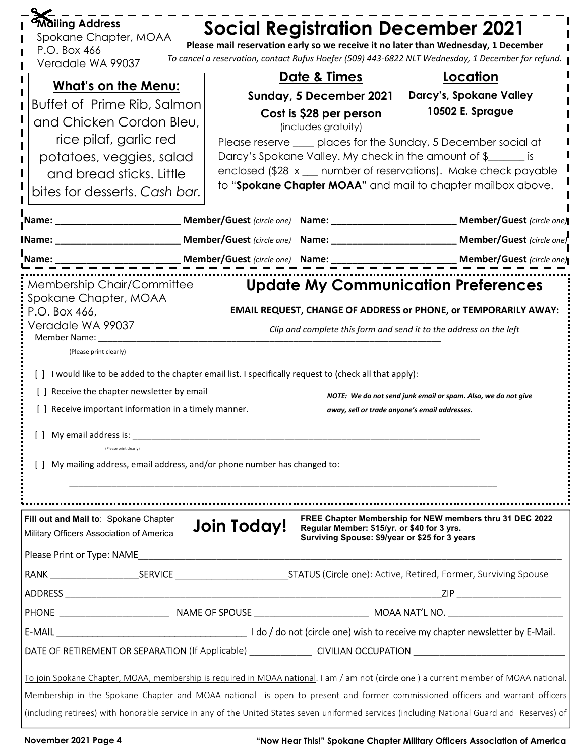**Mailing Address**
Spokane Chapter, MOAA
P.O. Box 466
Veradale WA 99037

# Social Registration December 2021

**Please mail reservation early so we receive it no later than Wednesday, 1 December**

*To cancel a reservation, contact Rufus Hoefer (509) 443-6822 NLT Wednesday, 1 December for refund.*

## What's on the Menu:

Buffet of Prime Rib, Salmon and Chicken Cordon Bleu, rice pilaf, garlic red potatoes, veggies, salad and bread sticks. Little bites for desserts. *Cash bar.*

## Date & Times

**Sunday, 5 December 2021**

**Cost is $28 per person**
(includes gratuity)

## Location

**Darcy's, Spokane Valley**
**10502 E. Sprague**

Please reserve ____ places for the Sunday, 5 December social at Darcy's Spokane Valley. My check in the amount of $_______ is enclosed ($28 x ___ number of reservations). Make check payable to "**Spokane Chapter MOAA**" and mail to chapter mailbox above.

**Name:** ________________________ **Member/Guest** *(circle one)* **Name:** ________________________ **Member/Guest** *(circle one)*

**Name:** ________________________ **Member/Guest** *(circle one)* **Name:** ________________________ **Member/Guest** *(circle one)*

**Name:** ________________________ **Member/Guest** *(circle one)* **Name:** ________________________ **Member/Guest** *(circle one)*

---

Membership Chair/Committee
Spokane Chapter, MOAA
P.O. Box 466,
Veradale WA 99037

# Update My Communication Preferences

**EMAIL REQUEST, CHANGE OF ADDRESS or PHONE, or TEMPORARILY AWAY:**

*Clip and complete this form and send it to the address on the left*

Member Name: ___________________________________________________________________________
(Please print clearly)

[ ] I would like to be added to the chapter email list. I specifically request to (check all that apply):

[ ] Receive the chapter newsletter by email

[ ] Receive important information in a timely manner.

***NOTE: We do not send junk email or spam. Also, we do not give away, sell or trade anyone's email addresses.***

[ ] My email address is: ___________________________________________________________________________
(Please print clearly)

[ ] My mailing address, email address, and/or phone number has changed to:

___________________________________________________________________________

---

**Fill out and Mail to**: Spokane Chapter Military Officers Association of America

# Join Today!

**FREE Chapter Membership for NEW members thru 31 DEC 2022**
**Regular Member: $15/yr. or $40 for 3 yrs.**
**Surviving Spouse: $9/year or $25 for 3 years**

Please Print or Type: NAME___________________________________________________________________________

RANK _________________SERVICE ______________________STATUS (Circle one): Active, Retired, Former, Surviving Spouse

ADDRESS ___________________________________________________________________________ZIP ____________________

PHONE ______________________ NAME OF SPOUSE ________________________ MOAA NAT'L NO. ________________________

E-MAIL ________________________________________ I do / do not (circle one) wish to receive my chapter newsletter by E-Mail.

DATE OF RETIREMENT OR SEPARATION (If Applicable) _____________ CIVILIAN OCCUPATION ______________________________

To join Spokane Chapter, MOAA, membership is required in MOAA national. I am / am not (circle one ) a current member of MOAA national. Membership in the Spokane Chapter and MOAA national is open to present and former commissioned officers and warrant officers (including retirees) with honorable service in any of the United States seven uniformed services (including National Guard and Reserves) of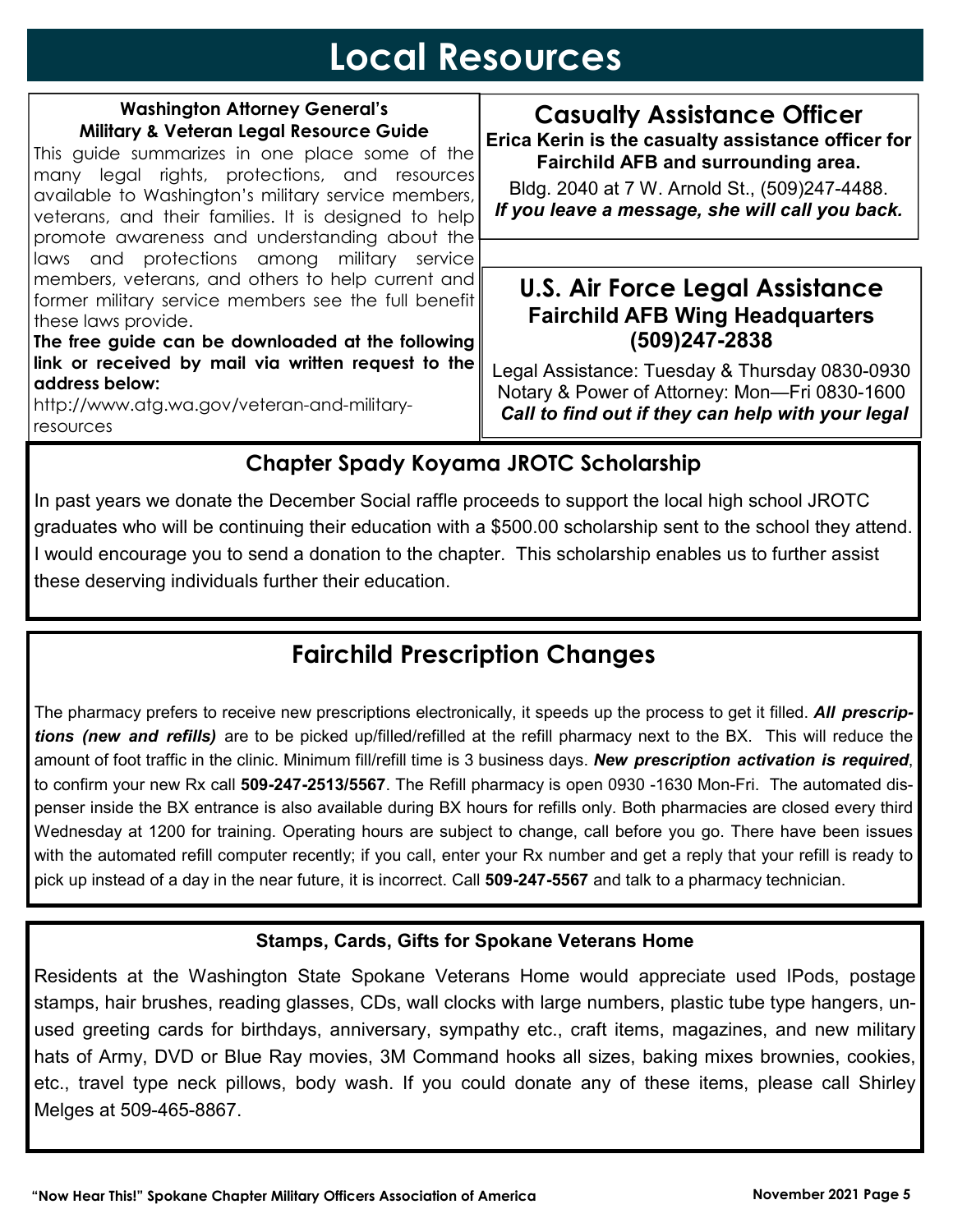# Local Resources

### Washington Attorney General's Military & Veteran Legal Resource Guide

This guide summarizes in one place some of the many legal rights, protections, and resources available to Washington's military service members, veterans, and their families. It is designed to help promote awareness and understanding about the laws and protections among military service members, veterans, and others to help current and former military service members see the full benefit these laws provide.

**The free guide can be downloaded at the following link or received by mail via written request to the address below:**

http://www.atg.wa.gov/veteran-and-military-resources

## Casualty Assistance Officer

**Erica Kerin is the casualty assistance officer for Fairchild AFB and surrounding area.**

Bldg. 2040 at 7 W. Arnold St., (509)247-4488.

***If you leave a message, she will call you back.***

## U.S. Air Force Legal Assistance

**Fairchild AFB Wing Headquarters (509)247-2838**

Legal Assistance: Tuesday & Thursday 0830-0930

Notary & Power of Attorney: Mon—Fri 0830-1600

***Call to find out if they can help with your legal***

## Chapter Spady Koyama JROTC Scholarship

In past years we donate the December Social raffle proceeds to support the local high school JROTC graduates who will be continuing their education with a $500.00 scholarship sent to the school they attend. I would encourage you to send a donation to the chapter. This scholarship enables us to further assist these deserving individuals further their education.

## Fairchild Prescription Changes

The pharmacy prefers to receive new prescriptions electronically, it speeds up the process to get it filled. ***All prescriptions (new and refills)*** are to be picked up/filled/refilled at the refill pharmacy next to the BX. This will reduce the amount of foot traffic in the clinic. Minimum fill/refill time is 3 business days. ***New prescription activation is required***, to confirm your new Rx call **509-247-2513/5567**. The Refill pharmacy is open 0930 -1630 Mon-Fri. The automated dispenser inside the BX entrance is also available during BX hours for refills only. Both pharmacies are closed every third Wednesday at 1200 for training. Operating hours are subject to change, call before you go. There have been issues with the automated refill computer recently; if you call, enter your Rx number and get a reply that your refill is ready to pick up instead of a day in the near future, it is incorrect. Call **509-247-5567** and talk to a pharmacy technician.

### Stamps, Cards, Gifts for Spokane Veterans Home

Residents at the Washington State Spokane Veterans Home would appreciate used IPods, postage stamps, hair brushes, reading glasses, CDs, wall clocks with large numbers, plastic tube type hangers, unused greeting cards for birthdays, anniversary, sympathy etc., craft items, magazines, and new military hats of Army, DVD or Blue Ray movies, 3M Command hooks all sizes, baking mixes brownies, cookies, etc., travel type neck pillows, body wash. If you could donate any of these items, please call Shirley Melges at 509-465-8867.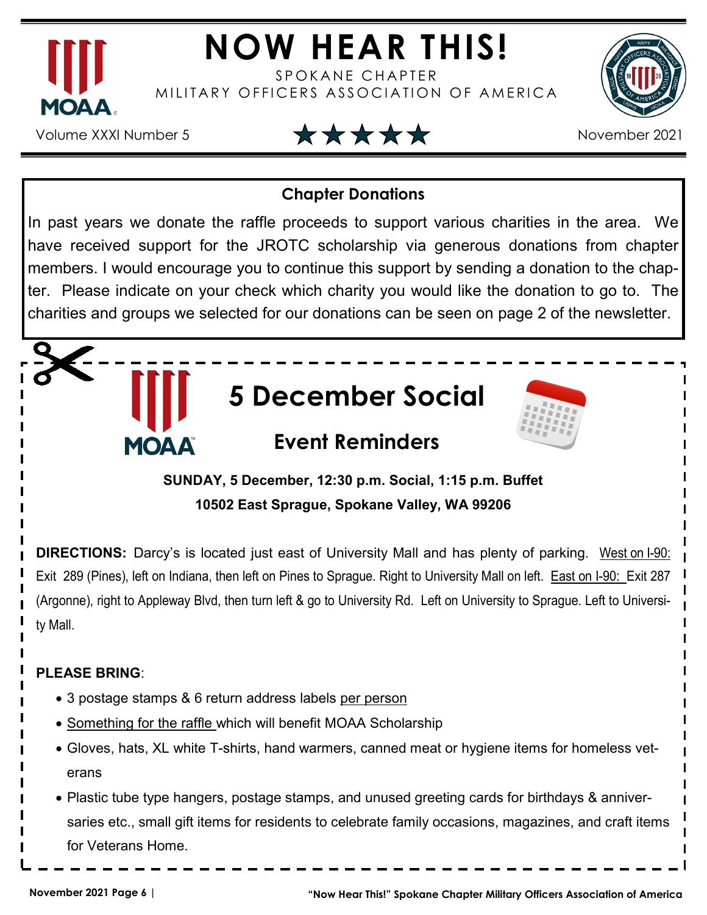# NOW HEAR THIS!

SPOKANE CHAPTER
MILITARY OFFICERS ASSOCIATION OF AMERICA

Volume XXXI Number 5 ★★★★★ November 2021

## Chapter Donations

In past years we donate the raffle proceeds to support various charities in the area. We have received support for the JROTC scholarship via generous donations from chapter members. I would encourage you to continue this support by sending a donation to the chapter. Please indicate on your check which charity you would like the donation to go to. The charities and groups we selected for our donations can be seen on page 2 of the newsletter.

## 5 December Social

### Event Reminders

**SUNDAY, 5 December, 12:30 p.m. Social, 1:15 p.m. Buffet**

**10502 East Sprague, Spokane Valley, WA 99206**

**DIRECTIONS:** Darcy's is located just east of University Mall and has plenty of parking. West on I-90: Exit 289 (Pines), left on Indiana, then left on Pines to Sprague. Right to University Mall on left. East on I-90: Exit 287 (Argonne), right to Appleway Blvd, then turn left & go to University Rd. Left on University to Sprague. Left to University Mall.

**PLEASE BRING**:

- 3 postage stamps & 6 return address labels per person
- Something for the raffle which will benefit MOAA Scholarship
- Gloves, hats, XL white T-shirts, hand warmers, canned meat or hygiene items for homeless veterans
- Plastic tube type hangers, postage stamps, and unused greeting cards for birthdays & anniversaries etc., small gift items for residents to celebrate family occasions, magazines, and craft items for Veterans Home.